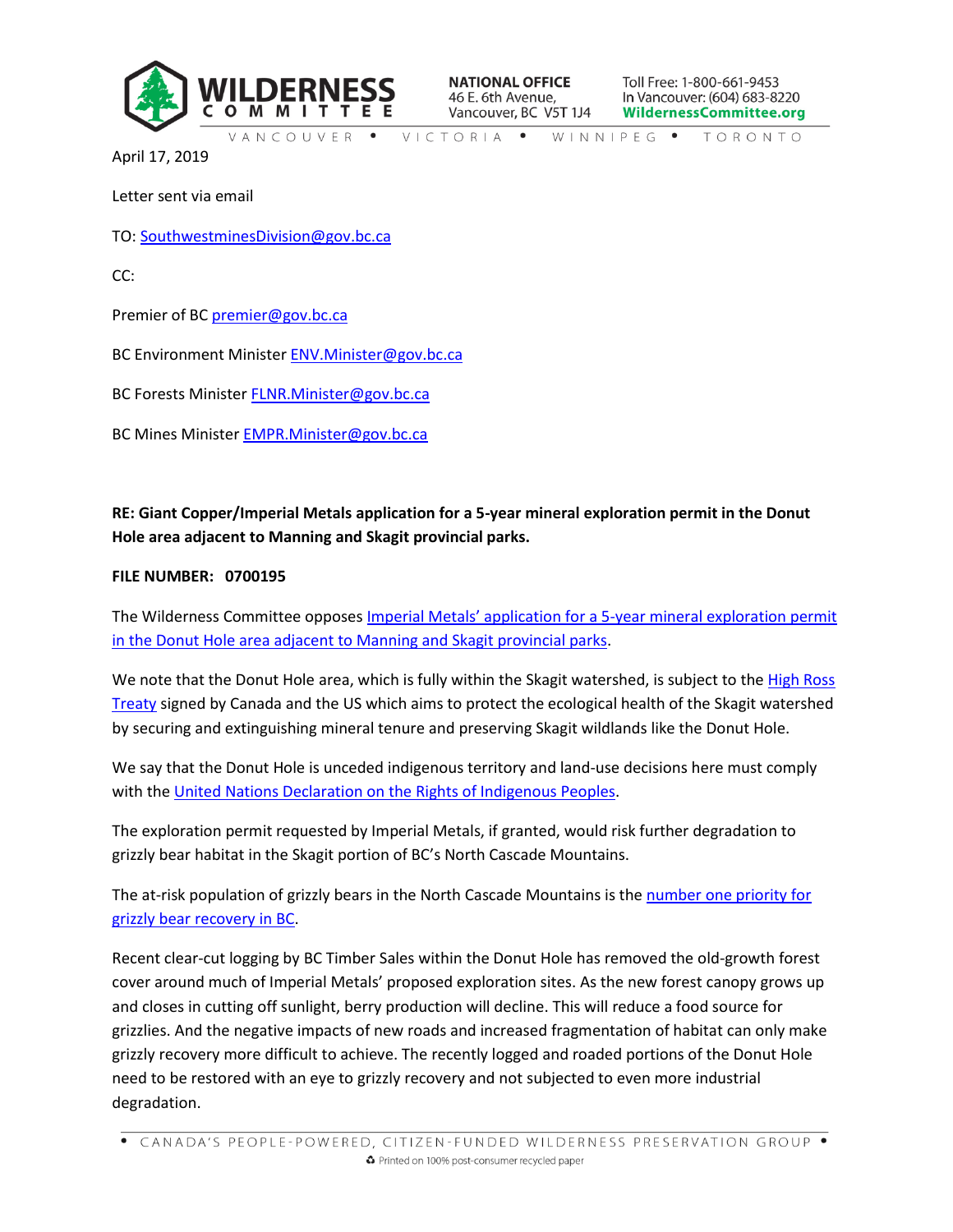**WILDERNESS COMMITTEE**

**NATIONAL OFFICE**
46 E. 6th Avenue,
Vancouver, BC V5T 1J4

Toll Free: 1-800-661-9453
In Vancouver: (604) 683-8220
**WildernessCommittee.org**

VANCOUVER • VICTORIA • WINNIPEG • TORONTO

April 17, 2019

Letter sent via email

TO: SouthwestminesDivision@gov.bc.ca

CC:

Premier of BC premier@gov.bc.ca

BC Environment Minister ENV.Minister@gov.bc.ca

BC Forests Minister FLNR.Minister@gov.bc.ca

BC Mines Minister EMPR.Minister@gov.bc.ca

**RE: Giant Copper/Imperial Metals application for a 5-year mineral exploration permit in the Donut Hole area adjacent to Manning and Skagit provincial parks.**

**FILE NUMBER: 0700195**

The Wilderness Committee opposes Imperial Metals' application for a 5-year mineral exploration permit in the Donut Hole area adjacent to Manning and Skagit provincial parks.

We note that the Donut Hole area, which is fully within the Skagit watershed, is subject to the High Ross Treaty signed by Canada and the US which aims to protect the ecological health of the Skagit watershed by securing and extinguishing mineral tenure and preserving Skagit wildlands like the Donut Hole.

We say that the Donut Hole is unceded indigenous territory and land-use decisions here must comply with the United Nations Declaration on the Rights of Indigenous Peoples.

The exploration permit requested by Imperial Metals, if granted, would risk further degradation to grizzly bear habitat in the Skagit portion of BC's North Cascade Mountains.

The at-risk population of grizzly bears in the North Cascade Mountains is the number one priority for grizzly bear recovery in BC.

Recent clear-cut logging by BC Timber Sales within the Donut Hole has removed the old-growth forest cover around much of Imperial Metals' proposed exploration sites. As the new forest canopy grows up and closes in cutting off sunlight, berry production will decline. This will reduce a food source for grizzlies. And the negative impacts of new roads and increased fragmentation of habitat can only make grizzly recovery more difficult to achieve. The recently logged and roaded portions of the Donut Hole need to be restored with an eye to grizzly recovery and not subjected to even more industrial degradation.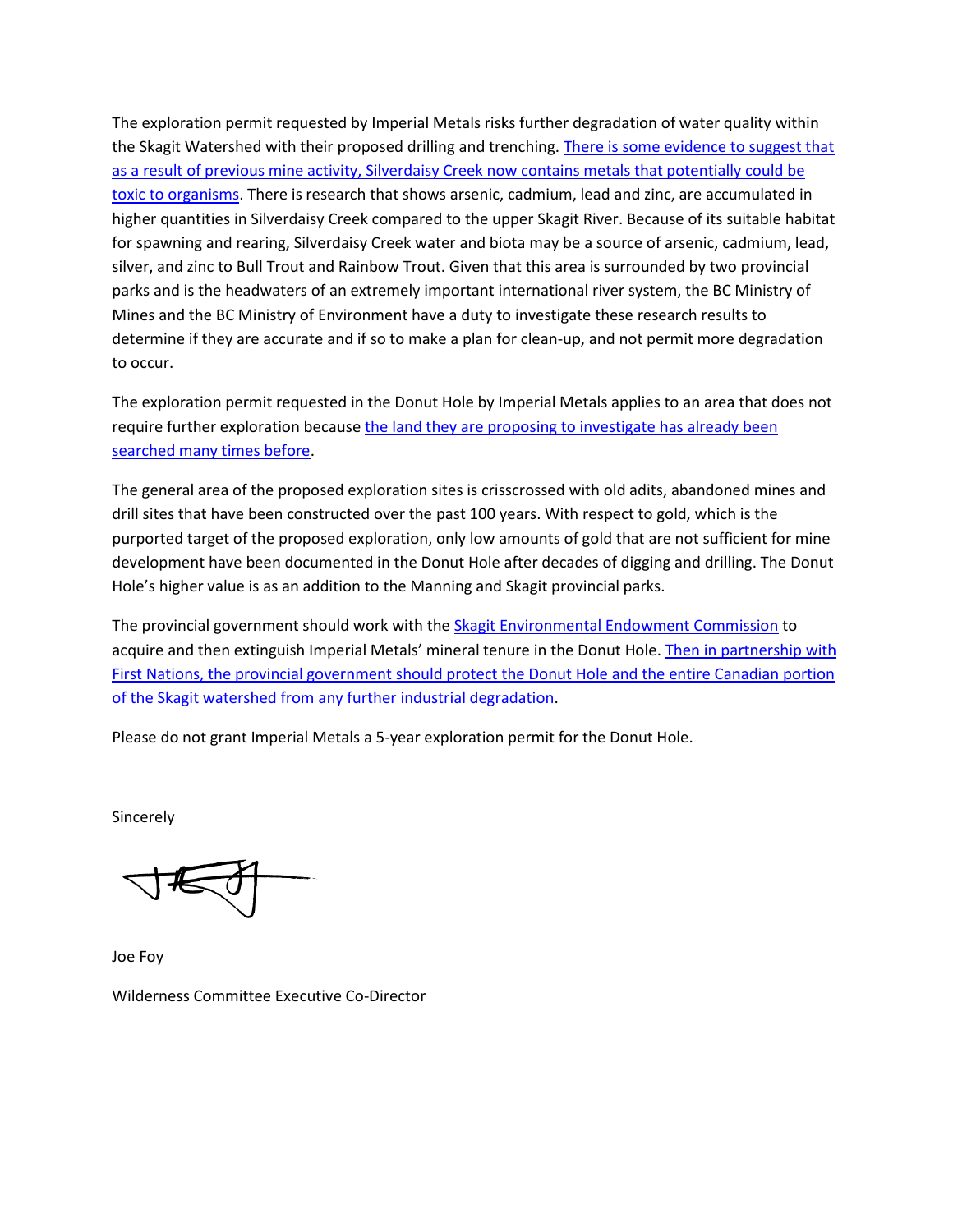The exploration permit requested by Imperial Metals risks further degradation of water quality within the Skagit Watershed with their proposed drilling and trenching. There is some evidence to suggest that as a result of previous mine activity, Silverdaisy Creek now contains metals that potentially could be toxic to organisms. There is research that shows arsenic, cadmium, lead and zinc, are accumulated in higher quantities in Silverdaisy Creek compared to the upper Skagit River. Because of its suitable habitat for spawning and rearing, Silverdaisy Creek water and biota may be a source of arsenic, cadmium, lead, silver, and zinc to Bull Trout and Rainbow Trout. Given that this area is surrounded by two provincial parks and is the headwaters of an extremely important international river system, the BC Ministry of Mines and the BC Ministry of Environment have a duty to investigate these research results to determine if they are accurate and if so to make a plan for clean-up, and not permit more degradation to occur.

The exploration permit requested in the Donut Hole by Imperial Metals applies to an area that does not require further exploration because the land they are proposing to investigate has already been searched many times before.

The general area of the proposed exploration sites is crisscrossed with old adits, abandoned mines and drill sites that have been constructed over the past 100 years. With respect to gold, which is the purported target of the proposed exploration, only low amounts of gold that are not sufficient for mine development have been documented in the Donut Hole after decades of digging and drilling. The Donut Hole's higher value is as an addition to the Manning and Skagit provincial parks.

The provincial government should work with the Skagit Environmental Endowment Commission to acquire and then extinguish Imperial Metals' mineral tenure in the Donut Hole. Then in partnership with First Nations, the provincial government should protect the Donut Hole and the entire Canadian portion of the Skagit watershed from any further industrial degradation.

Please do not grant Imperial Metals a 5-year exploration permit for the Donut Hole.

Sincerely

Joe Foy

Wilderness Committee Executive Co-Director